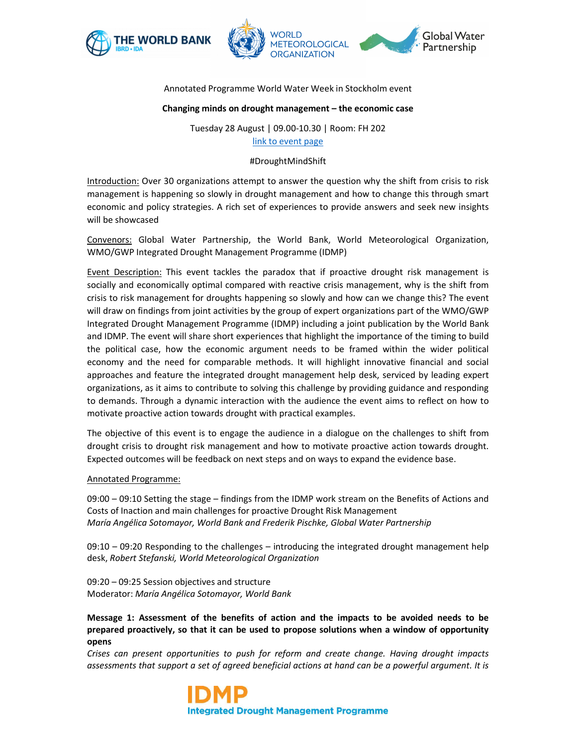Annotated Programme World Water Week in Stockholm event

**Changing minds on drought management – the economic case**

Tuesday 28 August | 09.00-10.30 | Room: FH 202

link to event page

#DroughtMindShift

Introduction: Over 30 organizations attempt to answer the question why the shift from crisis to risk management is happening so slowly in drought management and how to change this through smart economic and policy strategies. A rich set of experiences to provide answers and seek new insights will be showcased

Convenors: Global Water Partnership, the World Bank, World Meteorological Organization, WMO/GWP Integrated Drought Management Programme (IDMP)

Event Description: This event tackles the paradox that if proactive drought risk management is socially and economically optimal compared with reactive crisis management, why is the shift from crisis to risk management for droughts happening so slowly and how can we change this? The event will draw on findings from joint activities by the group of expert organizations part of the WMO/GWP Integrated Drought Management Programme (IDMP) including a joint publication by the World Bank and IDMP. The event will share short experiences that highlight the importance of the timing to build the political case, how the economic argument needs to be framed within the wider political economy and the need for comparable methods. It will highlight innovative financial and social approaches and feature the integrated drought management help desk, serviced by leading expert organizations, as it aims to contribute to solving this challenge by providing guidance and responding to demands. Through a dynamic interaction with the audience the event aims to reflect on how to motivate proactive action towards drought with practical examples.

The objective of this event is to engage the audience in a dialogue on the challenges to shift from drought crisis to drought risk management and how to motivate proactive action towards drought. Expected outcomes will be feedback on next steps and on ways to expand the evidence base.

Annotated Programme:

09:00 – 09:10 Setting the stage – findings from the IDMP work stream on the Benefits of Actions and Costs of Inaction and main challenges for proactive Drought Risk Management
*María Angélica Sotomayor, World Bank and Frederik Pischke, Global Water Partnership*

09:10 – 09:20 Responding to the challenges – introducing the integrated drought management help desk, *Robert Stefanski, World Meteorological Organization*

09:20 – 09:25 Session objectives and structure
Moderator: *María Angélica Sotomayor, World Bank*

**Message 1: Assessment of the benefits of action and the impacts to be avoided needs to be prepared proactively, so that it can be used to propose solutions when a window of opportunity opens**

*Crises can present opportunities to push for reform and create change. Having drought impacts assessments that support a set of agreed beneficial actions at hand can be a powerful argument. It is*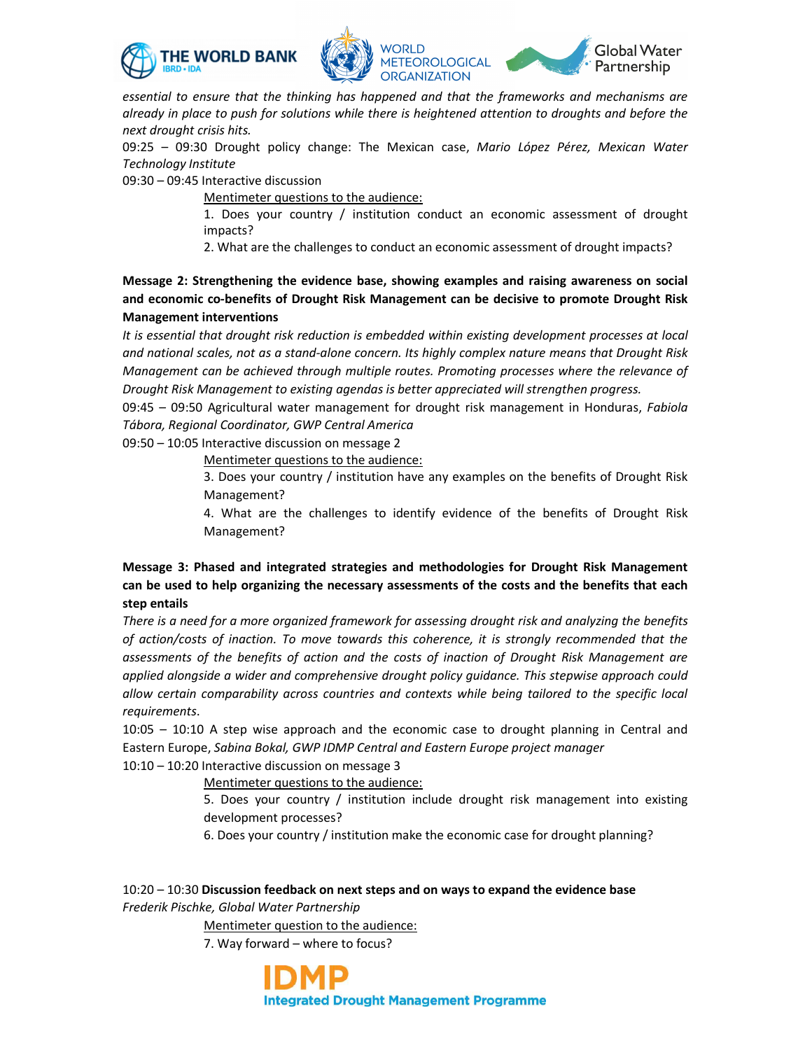*essential to ensure that the thinking has happened and that the frameworks and mechanisms are already in place to push for solutions while there is heightened attention to droughts and before the next drought crisis hits.*

09:25 – 09:30 Drought policy change: The Mexican case, *Mario López Pérez, Mexican Water Technology Institute*

09:30 – 09:45 Interactive discussion

Mentimeter questions to the audience:

1. Does your country / institution conduct an economic assessment of drought impacts?
2. What are the challenges to conduct an economic assessment of drought impacts?

**Message 2: Strengthening the evidence base, showing examples and raising awareness on social and economic co-benefits of Drought Risk Management can be decisive to promote Drought Risk Management interventions**

*It is essential that drought risk reduction is embedded within existing development processes at local and national scales, not as a stand-alone concern. Its highly complex nature means that Drought Risk Management can be achieved through multiple routes. Promoting processes where the relevance of Drought Risk Management to existing agendas is better appreciated will strengthen progress.*

09:45 – 09:50 Agricultural water management for drought risk management in Honduras, *Fabiola Tábora, Regional Coordinator, GWP Central America*

09:50 – 10:05 Interactive discussion on message 2

Mentimeter questions to the audience:

3. Does your country / institution have any examples on the benefits of Drought Risk Management?
4. What are the challenges to identify evidence of the benefits of Drought Risk Management?

**Message 3: Phased and integrated strategies and methodologies for Drought Risk Management can be used to help organizing the necessary assessments of the costs and the benefits that each step entails**

*There is a need for a more organized framework for assessing drought risk and analyzing the benefits of action/costs of inaction. To move towards this coherence, it is strongly recommended that the assessments of the benefits of action and the costs of inaction of Drought Risk Management are applied alongside a wider and comprehensive drought policy guidance. This stepwise approach could allow certain comparability across countries and contexts while being tailored to the specific local requirements*.

10:05 – 10:10 A step wise approach and the economic case to drought planning in Central and Eastern Europe, *Sabina Bokal, GWP IDMP Central and Eastern Europe project manager*

10:10 – 10:20 Interactive discussion on message 3

Mentimeter questions to the audience:

5. Does your country / institution include drought risk management into existing development processes?
6. Does your country / institution make the economic case for drought planning?

10:20 – 10:30 **Discussion feedback on next steps and on ways to expand the evidence base**
*Frederik Pischke, Global Water Partnership*

Mentimeter question to the audience:

7. Way forward – where to focus?